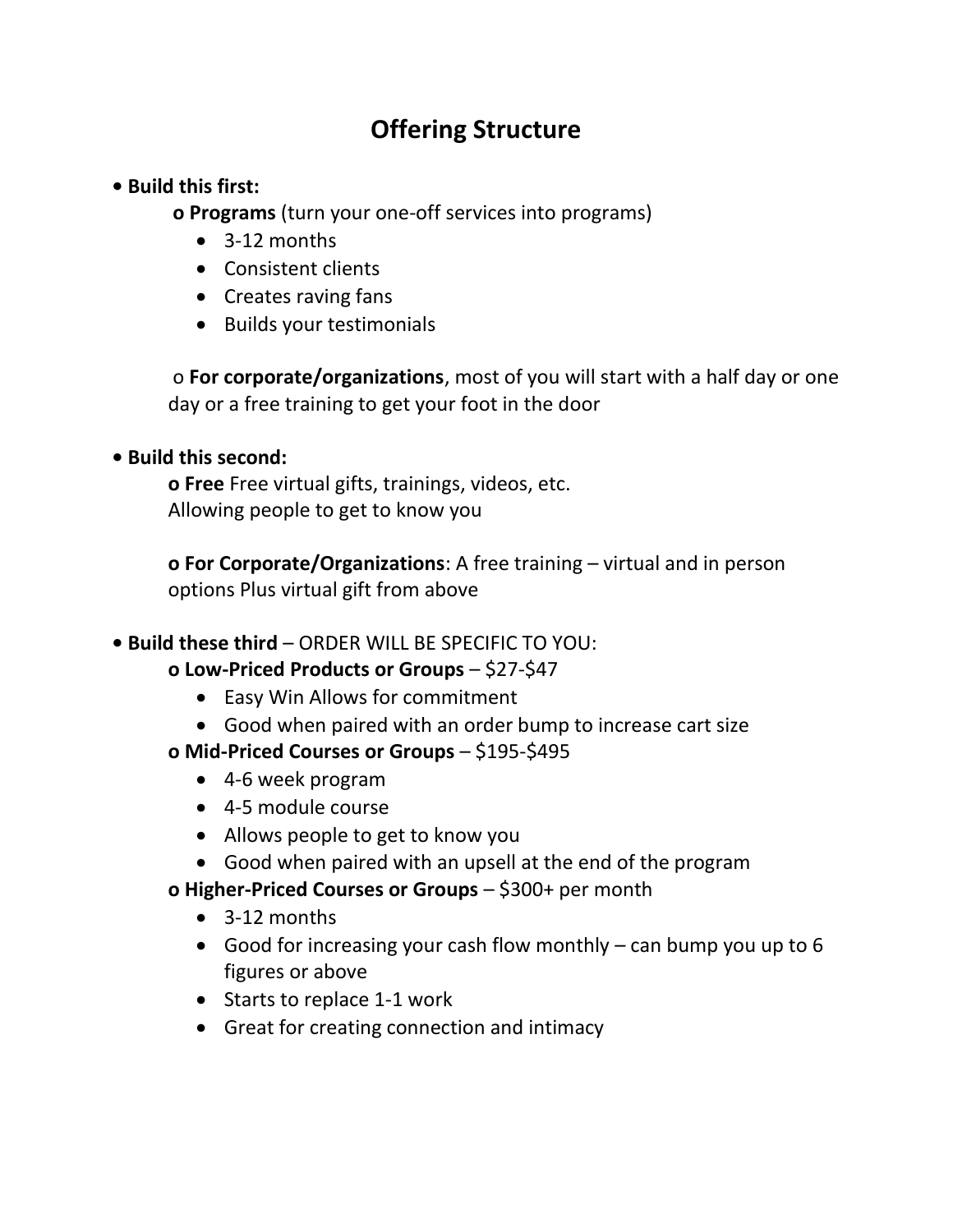# Offering Structure

- **Build this first:**
  - **Programs** (turn your one-off services into programs)
    - 3-12 months
    - Consistent clients
    - Creates raving fans
    - Builds your testimonials

  - **For corporate/organizations**, most of you will start with a half day or one day or a free training to get your foot in the door

- **Build this second:**
  - **Free** Free virtual gifts, trainings, videos, etc. Allowing people to get to know you

  - **For Corporate/Organizations**: A free training – virtual and in person options Plus virtual gift from above

- **Build these third** – ORDER WILL BE SPECIFIC TO YOU:
  - **Low-Priced Products or Groups** – $27-$47
    - Easy Win Allows for commitment
    - Good when paired with an order bump to increase cart size
  - **Mid-Priced Courses or Groups** – $195-$495
    - 4-6 week program
    - 4-5 module course
    - Allows people to get to know you
    - Good when paired with an upsell at the end of the program
  - **Higher-Priced Courses or Groups** – $300+ per month
    - 3-12 months
    - Good for increasing your cash flow monthly – can bump you up to 6 figures or above
    - Starts to replace 1-1 work
    - Great for creating connection and intimacy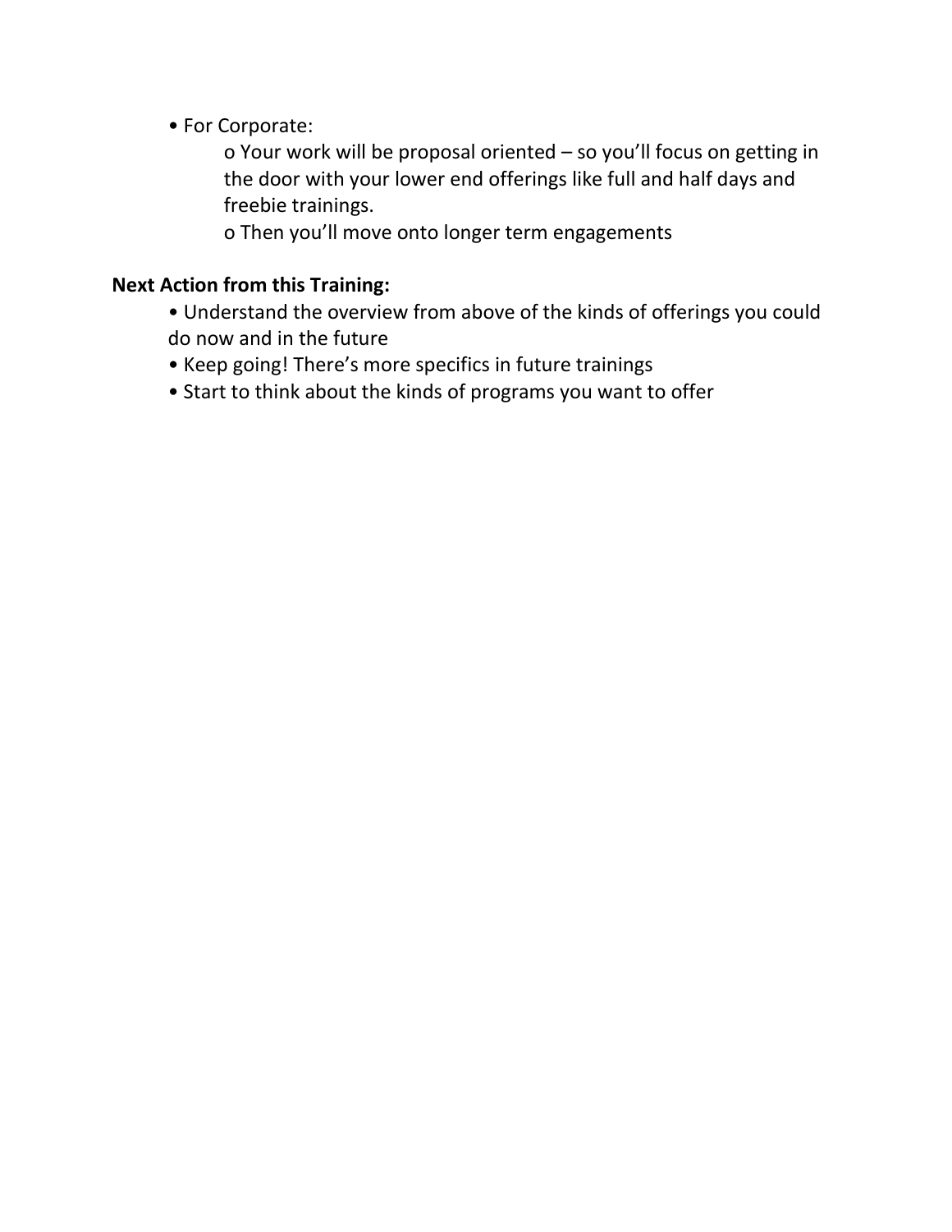- For Corporate:
  - Your work will be proposal oriented – so you'll focus on getting in the door with your lower end offerings like full and half days and freebie trainings.
  - Then you'll move onto longer term engagements

**Next Action from this Training:**

- Understand the overview from above of the kinds of offerings you could do now and in the future
- Keep going! There's more specifics in future trainings
- Start to think about the kinds of programs you want to offer